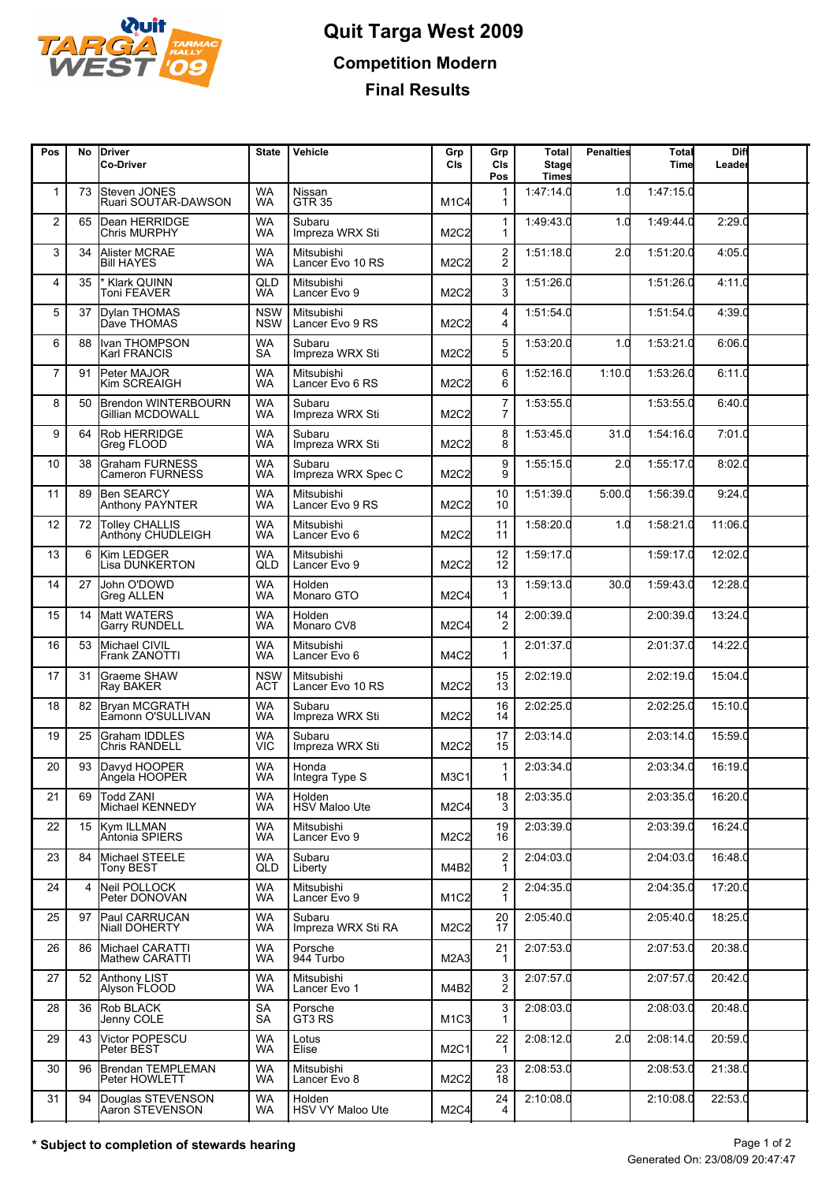# Quit Targa West 2009

## Competition Modern

## Final Results

| Pos | No | Driver / Co-Driver | State | Vehicle | Grp Cls | Grp Cls Pos | Total Stage Times | Penalties | Total Time | Diff Leader |
|---|---|---|---|---|---|---|---|---|---|---|
| 1 | 73 | Steven JONES / Ruari SOUTAR-DAWSON | WA / WA | Nissan GTR 35 | M1C4 | 1 / 1 | 1:47:14.0 | 1.0 | 1:47:15.0 | |
| 2 | 65 | Dean HERRIDGE / Chris MURPHY | WA / WA | Subaru Impreza WRX Sti | M2C2 | 1 / 1 | 1:49:43.0 | 1.0 | 1:49:44.0 | 2:29.0 |
| 3 | 34 | Alister MCRAE / Bill HAYES | WA / WA | Mitsubishi Lancer Evo 10 RS | M2C2 | 2 / 2 | 1:51:18.0 | 2.0 | 1:51:20.0 | 4:05.0 |
| 4 | 35 | * Klark QUINN / Toni FEAVER | QLD / WA | Mitsubishi Lancer Evo 9 | M2C2 | 3 / 3 | 1:51:26.0 | | 1:51:26.0 | 4:11.0 |
| 5 | 37 | Dylan THOMAS / Dave THOMAS | NSW / NSW | Mitsubishi Lancer Evo 9 RS | M2C2 | 4 / 4 | 1:51:54.0 | | 1:51:54.0 | 4:39.0 |
| 6 | 88 | Ivan THOMPSON / Karl FRANCIS | WA / SA | Subaru Impreza WRX Sti | M2C2 | 5 / 5 | 1:53:20.0 | 1.0 | 1:53:21.0 | 6:06.0 |
| 7 | 91 | Peter MAJOR / Kim SCREAIGH | WA / WA | Mitsubishi Lancer Evo 6 RS | M2C2 | 6 / 6 | 1:52:16.0 | 1:10.0 | 1:53:26.0 | 6:11.0 |
| 8 | 50 | Brendon WINTERBOURN / Gillian MCDOWALL | WA / WA | Subaru Impreza WRX Sti | M2C2 | 7 / 7 | 1:53:55.0 | | 1:53:55.0 | 6:40.0 |
| 9 | 64 | Rob HERRIDGE / Greg FLOOD | WA / WA | Subaru Impreza WRX Sti | M2C2 | 8 / 8 | 1:53:45.0 | 31.0 | 1:54:16.0 | 7:01.0 |
| 10 | 38 | Graham FURNESS / Cameron FURNESS | WA / WA | Subaru Impreza WRX Spec C | M2C2 | 9 / 9 | 1:55:15.0 | 2.0 | 1:55:17.0 | 8:02.0 |
| 11 | 89 | Ben SEARCY / Anthony PAYNTER | WA / WA | Mitsubishi Lancer Evo 9 RS | M2C2 | 10 / 10 | 1:51:39.0 | 5:00.0 | 1:56:39.0 | 9:24.0 |
| 12 | 72 | Tolley CHALLIS / Anthony CHUDLEIGH | WA / WA | Mitsubishi Lancer Evo 6 | M2C2 | 11 / 11 | 1:58:20.0 | 1.0 | 1:58:21.0 | 11:06.0 |
| 13 | 6 | Kim LEDGER / Lisa DUNKERTON | WA / QLD | Mitsubishi Lancer Evo 9 | M2C2 | 12 / 12 | 1:59:17.0 | | 1:59:17.0 | 12:02.0 |
| 14 | 27 | John O'DOWD / Greg ALLEN | WA / WA | Holden Monaro GTO | M2C4 | 13 / 1 | 1:59:13.0 | 30.0 | 1:59:43.0 | 12:28.0 |
| 15 | 14 | Matt WATERS / Garry RUNDELL | WA / WA | Holden Monaro CV8 | M2C4 | 14 / 2 | 2:00:39.0 | | 2:00:39.0 | 13:24.0 |
| 16 | 53 | Michael CIVIL / Frank ZANOTTI | WA / WA | Mitsubishi Lancer Evo 6 | M4C2 | 1 / 1 | 2:01:37.0 | | 2:01:37.0 | 14:22.0 |
| 17 | 31 | Graeme SHAW / Ray BAKER | NSW / ACT | Mitsubishi Lancer Evo 10 RS | M2C2 | 15 / 13 | 2:02:19.0 | | 2:02:19.0 | 15:04.0 |
| 18 | 82 | Bryan MCGRATH / Eamonn O'SULLIVAN | WA / WA | Subaru Impreza WRX Sti | M2C2 | 16 / 14 | 2:02:25.0 | | 2:02:25.0 | 15:10.0 |
| 19 | 25 | Graham IDDLES / Chris RANDELL | WA / VIC | Subaru Impreza WRX Sti | M2C2 | 17 / 15 | 2:03:14.0 | | 2:03:14.0 | 15:59.0 |
| 20 | 93 | Davyd HOOPER / Angela HOOPER | WA / WA | Honda Integra Type S | M3C1 | 1 / 1 | 2:03:34.0 | | 2:03:34.0 | 16:19.0 |
| 21 | 69 | Todd ZANI / Michael KENNEDY | WA / WA | Holden HSV Maloo Ute | M2C4 | 18 / 3 | 2:03:35.0 | | 2:03:35.0 | 16:20.0 |
| 22 | 15 | Kym ILLMAN / Antonia SPIERS | WA / WA | Mitsubishi Lancer Evo 9 | M2C2 | 19 / 16 | 2:03:39.0 | | 2:03:39.0 | 16:24.0 |
| 23 | 84 | Michael STEELE / Tony BEST | WA / QLD | Subaru Liberty | M4B2 | 2 / 1 | 2:04:03.0 | | 2:04:03.0 | 16:48.0 |
| 24 | 4 | Neil POLLOCK / Peter DONOVAN | WA / WA | Mitsubishi Lancer Evo 9 | M1C2 | 2 / 1 | 2:04:35.0 | | 2:04:35.0 | 17:20.0 |
| 25 | 97 | Paul CARRUCAN / Niall DOHERTY | WA / WA | Subaru Impreza WRX Sti RA | M2C2 | 20 / 17 | 2:05:40.0 | | 2:05:40.0 | 18:25.0 |
| 26 | 86 | Michael CARATTI / Mathew CARATTI | WA / WA | Porsche 944 Turbo | M2A3 | 21 / 1 | 2:07:53.0 | | 2:07:53.0 | 20:38.0 |
| 27 | 52 | Anthony LIST / Alyson FLOOD | WA / WA | Mitsubishi Lancer Evo 1 | M4B2 | 3 / 2 | 2:07:57.0 | | 2:07:57.0 | 20:42.0 |
| 28 | 36 | Rob BLACK / Jenny COLE | SA / SA | Porsche GT3 RS | M1C3 | 3 / 1 | 2:08:03.0 | | 2:08:03.0 | 20:48.0 |
| 29 | 43 | Victor POPESCU / Peter BEST | WA / WA | Lotus Elise | M2C1 | 22 / 1 | 2:08:12.0 | 2.0 | 2:08:14.0 | 20:59.0 |
| 30 | 96 | Brendan TEMPLEMAN / Peter HOWLETT | WA / WA | Mitsubishi Lancer Evo 8 | M2C2 | 23 / 18 | 2:08:53.0 | | 2:08:53.0 | 21:38.0 |
| 31 | 94 | Douglas STEVENSON / Aaron STEVENSON | WA / WA | Holden HSV VY Maloo Ute | M2C4 | 24 / 4 | 2:10:08.0 | | 2:10:08.0 | 22:53.0 |

**\* Subject to completion of stewards hearing**

Generated On: 23/08/09 20:47:47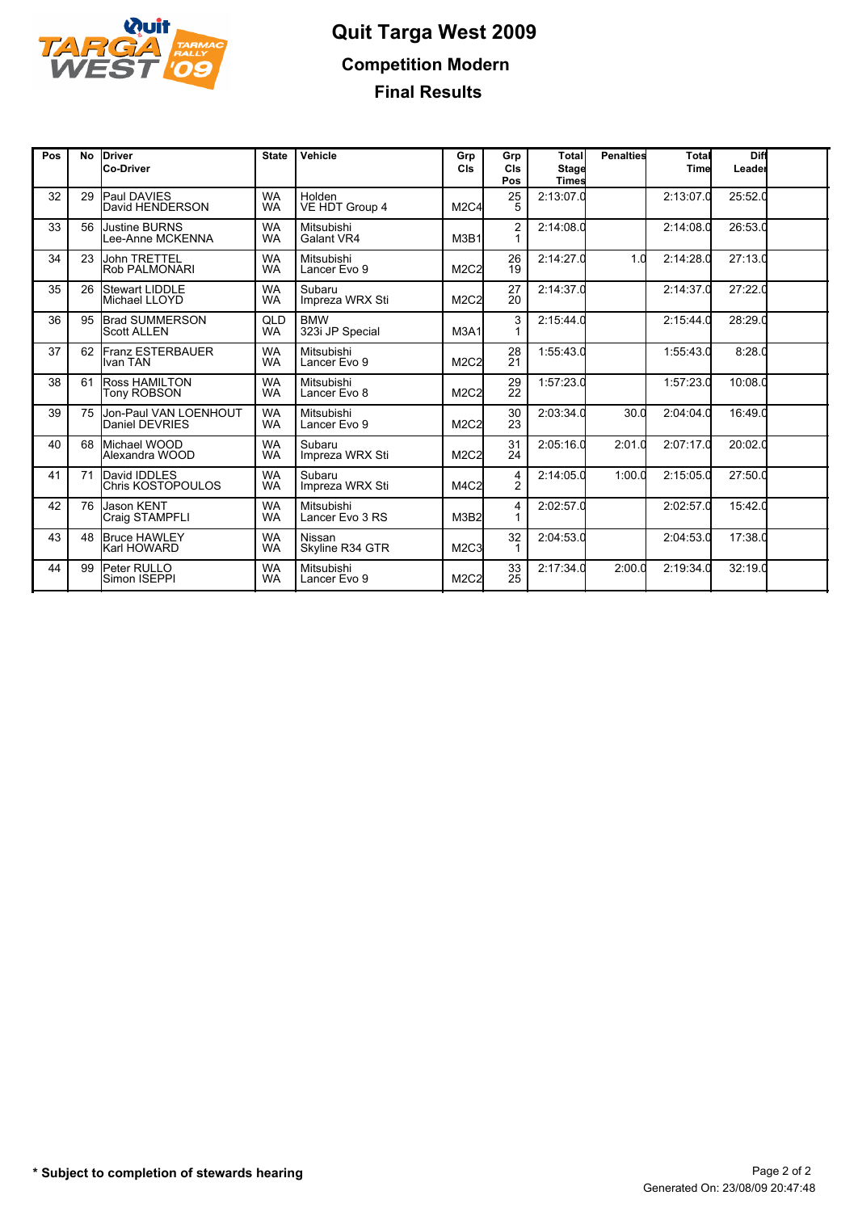# Quit Targa West 2009

## Competition Modern

## Final Results

| Pos | No | Driver Co-Driver | State | Vehicle | Grp Cls | Grp Cls Pos | Total Stage Times | Penalties | Total Time | Diff Leader |
|---|---|---|---|---|---|---|---|---|---|---|
| 32 | 29 | Paul DAVIES<br>David HENDERSON | WA<br>WA | Holden<br>VE HDT Group 4 | M2C4 | 25<br>5 | 2:13:07.0 | | 2:13:07.0 | 25:52.0 |
| 33 | 56 | Justine BURNS<br>Lee-Anne MCKENNA | WA<br>WA | Mitsubishi<br>Galant VR4 | M3B1 | 2<br>1 | 2:14:08.0 | | 2:14:08.0 | 26:53.0 |
| 34 | 23 | John TRETTEL<br>Rob PALMONARI | WA<br>WA | Mitsubishi<br>Lancer Evo 9 | M2C2 | 26<br>19 | 2:14:27.0 | 1.0 | 2:14:28.0 | 27:13.0 |
| 35 | 26 | Stewart LIDDLE<br>Michael LLOYD | WA<br>WA | Subaru<br>Impreza WRX Sti | M2C2 | 27<br>20 | 2:14:37.0 | | 2:14:37.0 | 27:22.0 |
| 36 | 95 | Brad SUMMERSON<br>Scott ALLEN | QLD<br>WA | BMW<br>323i JP Special | M3A1 | 3<br>1 | 2:15:44.0 | | 2:15:44.0 | 28:29.0 |
| 37 | 62 | Franz ESTERBAUER<br>Ivan TAN | WA<br>WA | Mitsubishi<br>Lancer Evo 9 | M2C2 | 28<br>21 | 1:55:43.0 | | 1:55:43.0 | 8:28.0 |
| 38 | 61 | Ross HAMILTON<br>Tony ROBSON | WA<br>WA | Mitsubishi<br>Lancer Evo 8 | M2C2 | 29<br>22 | 1:57:23.0 | | 1:57:23.0 | 10:08.0 |
| 39 | 75 | Jon-Paul VAN LOENHOUT<br>Daniel DEVRIES | WA<br>WA | Mitsubishi<br>Lancer Evo 9 | M2C2 | 30<br>23 | 2:03:34.0 | 30.0 | 2:04:04.0 | 16:49.0 |
| 40 | 68 | Michael WOOD<br>Alexandra WOOD | WA<br>WA | Subaru<br>Impreza WRX Sti | M2C2 | 31<br>24 | 2:05:16.0 | 2:01.0 | 2:07:17.0 | 20:02.0 |
| 41 | 71 | David IDDLES<br>Chris KOSTOPOULOS | WA<br>WA | Subaru<br>Impreza WRX Sti | M4C2 | 4<br>2 | 2:14:05.0 | 1:00.0 | 2:15:05.0 | 27:50.0 |
| 42 | 76 | Jason KENT<br>Craig STAMPFLI | WA<br>WA | Mitsubishi<br>Lancer Evo 3 RS | M3B2 | 4<br>1 | 2:02:57.0 | | 2:02:57.0 | 15:42.0 |
| 43 | 48 | Bruce HAWLEY<br>Karl HOWARD | WA<br>WA | Nissan<br>Skyline R34 GTR | M2C3 | 32<br>1 | 2:04:53.0 | | 2:04:53.0 | 17:38.0 |
| 44 | 99 | Peter RULLO<br>Simon ISEPPI | WA<br>WA | Mitsubishi<br>Lancer Evo 9 | M2C2 | 33<br>25 | 2:17:34.0 | 2:00.0 | 2:19:34.0 | 32:19.0 |

**\* Subject to completion of stewards hearing**

Generated On: 23/08/09 20:47:48